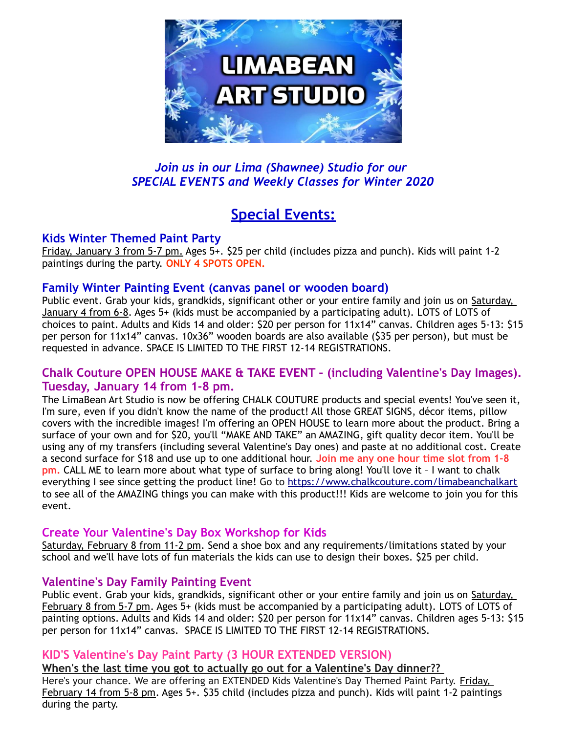# LIMABEAN ART STUDIO

*Join us in our Lima (Shawnee) Studio for our SPECIAL EVENTS and Weekly Classes for Winter 2020*

## Special Events:

### Kids Winter Themed Paint Party

Friday, January 3 from 5-7 pm. Ages 5+. $25 per child (includes pizza and punch). Kids will paint 1-2 paintings during the party. **ONLY 4 SPOTS OPEN.**

### Family Winter Painting Event (canvas panel or wooden board)

Public event. Grab your kids, grandkids, significant other or your entire family and join us on Saturday, January 4 from 6-8. Ages 5+ (kids must be accompanied by a participating adult). LOTS of LOTS of choices to paint. Adults and Kids 14 and older: $20 per person for 11x14" canvas. Children ages 5-13: $15 per person for 11x14" canvas. 10x36" wooden boards are also available ($35 per person), but must be requested in advance. SPACE IS LIMITED TO THE FIRST 12-14 REGISTRATIONS.

### Chalk Couture OPEN HOUSE MAKE & TAKE EVENT – (including Valentine's Day Images). Tuesday, January 14 from 1-8 pm.

The LimaBean Art Studio is now be offering CHALK COUTURE products and special events! You've seen it, I'm sure, even if you didn't know the name of the product! All those GREAT SIGNS, décor items, pillow covers with the incredible images! I'm offering an OPEN HOUSE to learn more about the product. Bring a surface of your own and for $20, you'll "MAKE AND TAKE" an AMAZING, gift quality decor item. You'll be using any of my transfers (including several Valentine's Day ones) and paste at no additional cost. Create a second surface for $18 and use up to one additional hour. **Join me any one hour time slot from 1-8 pm.** CALL ME to learn more about what type of surface to bring along! You'll love it – I want to chalk everything I see since getting the product line! Go to https://www.chalkcouture.com/limabeanchalkart to see all of the AMAZING things you can make with this product!!! Kids are welcome to join you for this event.

### Create Your Valentine's Day Box Workshop for Kids

Saturday, February 8 from 11-2 pm. Send a shoe box and any requirements/limitations stated by your school and we'll have lots of fun materials the kids can use to design their boxes. $25 per child.

### Valentine's Day Family Painting Event

Public event. Grab your kids, grandkids, significant other or your entire family and join us on Saturday, February 8 from 5-7 pm. Ages 5+ (kids must be accompanied by a participating adult). LOTS of LOTS of painting options. Adults and Kids 14 and older: $20 per person for 11x14" canvas. Children ages 5-13: $15 per person for 11x14" canvas. SPACE IS LIMITED TO THE FIRST 12-14 REGISTRATIONS.

### KID'S Valentine's Day Paint Party (3 HOUR EXTENDED VERSION)

**When's the last time you got to actually go out for a Valentine's Day dinner??**

Here's your chance. We are offering an EXTENDED Kids Valentine's Day Themed Paint Party. Friday, February 14 from 5-8 pm. Ages 5+. $35 child (includes pizza and punch). Kids will paint 1-2 paintings during the party.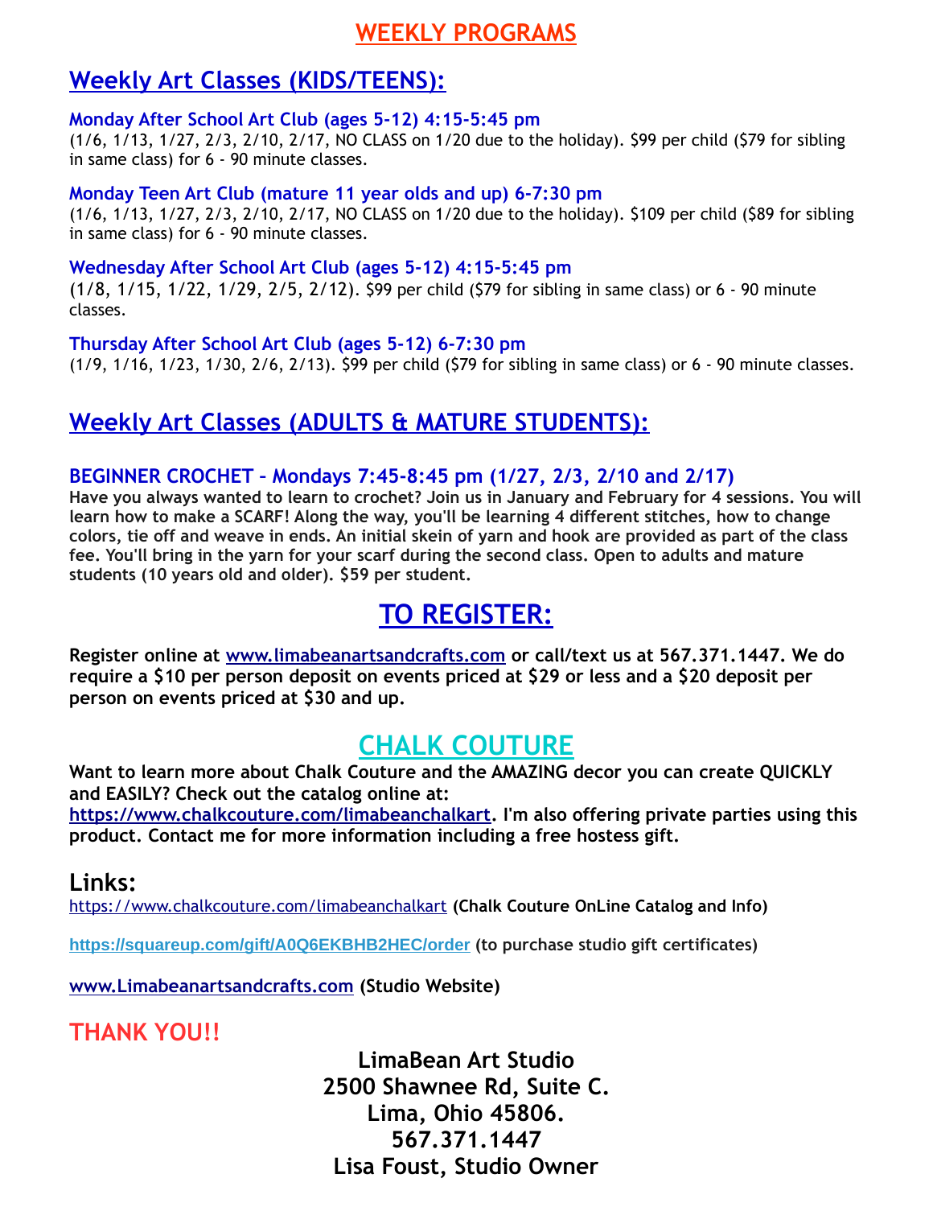# WEEKLY PROGRAMS

## Weekly Art Classes (KIDS/TEENS):

### Monday After School Art Club (ages 5-12) 4:15-5:45 pm

(1/6, 1/13, 1/27, 2/3, 2/10, 2/17, NO CLASS on 1/20 due to the holiday). $99 per child ($79 for sibling in same class) for 6 - 90 minute classes.

### Monday Teen Art Club (mature 11 year olds and up) 6-7:30 pm

(1/6, 1/13, 1/27, 2/3, 2/10, 2/17, NO CLASS on 1/20 due to the holiday). $109 per child ($89 for sibling in same class) for 6 - 90 minute classes.

### Wednesday After School Art Club (ages 5-12) 4:15-5:45 pm

(1/8, 1/15, 1/22, 1/29, 2/5, 2/12). $99 per child ($79 for sibling in same class) or 6 - 90 minute classes.

### Thursday After School Art Club (ages 5-12) 6-7:30 pm

(1/9, 1/16, 1/23, 1/30, 2/6, 2/13). $99 per child ($79 for sibling in same class) or 6 - 90 minute classes.

## Weekly Art Classes (ADULTS & MATURE STUDENTS):

### BEGINNER CROCHET – Mondays 7:45-8:45 pm (1/27, 2/3, 2/10 and 2/17)

**Have you always wanted to learn to crochet? Join us in January and February for 4 sessions. You will learn how to make a SCARF! Along the way, you'll be learning 4 different stitches, how to change colors, tie off and weave in ends. An initial skein of yarn and hook are provided as part of the class fee. You'll bring in the yarn for your scarf during the second class. Open to adults and mature students (10 years old and older). $59 per student.**

## TO REGISTER:

**Register online at www.limabeanartsandcrafts.com or call/text us at 567.371.1447. We do require a $10 per person deposit on events priced at $29 or less and a $20 deposit per person on events priced at $30 and up.**

## CHALK COUTURE

**Want to learn more about Chalk Couture and the AMAZING decor you can create QUICKLY and EASILY? Check out the catalog online at: https://www.chalkcouture.com/limabeanchalkart. I'm also offering private parties using this product. Contact me for more information including a free hostess gift.**

## Links:

https://www.chalkcouture.com/limabeanchalkart **(Chalk Couture OnLine Catalog and Info)**

https://squareup.com/gift/A0Q6EKBHB2HEC/order **(to purchase studio gift certificates)**

www.Limabeanartsandcrafts.com **(Studio Website)**

## THANK YOU!!

**LimaBean Art Studio**
**2500 Shawnee Rd, Suite C.**
**Lima, Ohio 45806.**
**567.371.1447**
**Lisa Foust, Studio Owner**